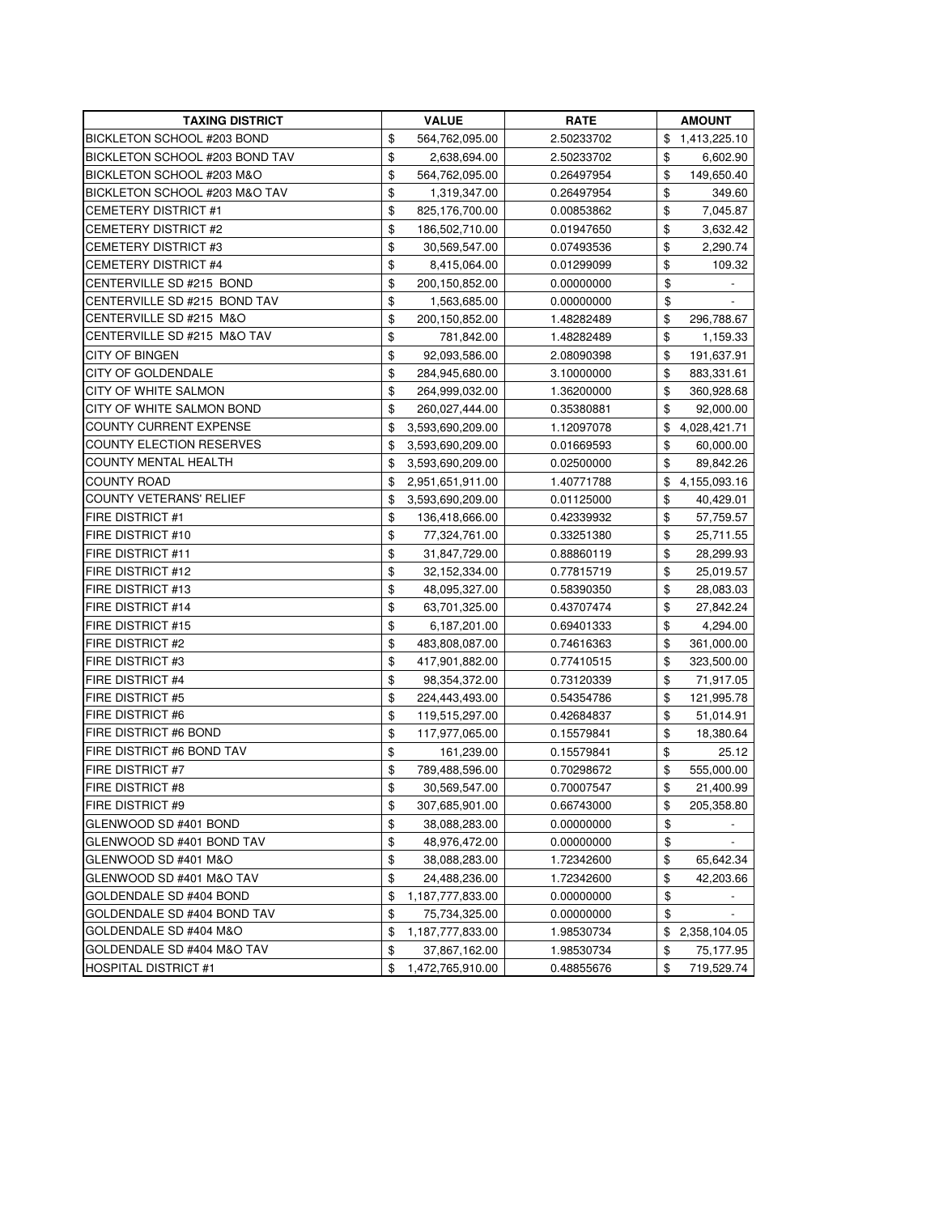| TAXING DISTRICT | VALUE | RATE | AMOUNT |
|---|---|---|---|
| BICKLETON SCHOOL #203 BOND | $ 564,762,095.00 | 2.50233702 | $ 1,413,225.10 |
| BICKLETON SCHOOL #203 BOND TAV | $ 2,638,694.00 | 2.50233702 | $ 6,602.90 |
| BICKLETON SCHOOL #203 M&O | $ 564,762,095.00 | 0.26497954 | $ 149,650.40 |
| BICKLETON SCHOOL #203 M&O TAV | $ 1,319,347.00 | 0.26497954 | $ 349.60 |
| CEMETERY DISTRICT #1 | $ 825,176,700.00 | 0.00853862 | $ 7,045.87 |
| CEMETERY DISTRICT #2 | $ 186,502,710.00 | 0.01947650 | $ 3,632.42 |
| CEMETERY DISTRICT #3 | $ 30,569,547.00 | 0.07493536 | $ 2,290.74 |
| CEMETERY DISTRICT #4 | $ 8,415,064.00 | 0.01299099 | $ 109.32 |
| CENTERVILLE SD #215 BOND | $ 200,150,852.00 | 0.00000000 | $ - |
| CENTERVILLE SD #215 BOND TAV | $ 1,563,685.00 | 0.00000000 | $ - |
| CENTERVILLE SD #215 M&O | $ 200,150,852.00 | 1.48282489 | $ 296,788.67 |
| CENTERVILLE SD #215 M&O TAV | $ 781,842.00 | 1.48282489 | $ 1,159.33 |
| CITY OF BINGEN | $ 92,093,586.00 | 2.08090398 | $ 191,637.91 |
| CITY OF GOLDENDALE | $ 284,945,680.00 | 3.10000000 | $ 883,331.61 |
| CITY OF WHITE SALMON | $ 264,999,032.00 | 1.36200000 | $ 360,928.68 |
| CITY OF WHITE SALMON BOND | $ 260,027,444.00 | 0.35380881 | $ 92,000.00 |
| COUNTY CURRENT EXPENSE | $ 3,593,690,209.00 | 1.12097078 | $ 4,028,421.71 |
| COUNTY ELECTION RESERVES | $ 3,593,690,209.00 | 0.01669593 | $ 60,000.00 |
| COUNTY MENTAL HEALTH | $ 3,593,690,209.00 | 0.02500000 | $ 89,842.26 |
| COUNTY ROAD | $ 2,951,651,911.00 | 1.40771788 | $ 4,155,093.16 |
| COUNTY VETERANS' RELIEF | $ 3,593,690,209.00 | 0.01125000 | $ 40,429.01 |
| FIRE DISTRICT #1 | $ 136,418,666.00 | 0.42339932 | $ 57,759.57 |
| FIRE DISTRICT #10 | $ 77,324,761.00 | 0.33251380 | $ 25,711.55 |
| FIRE DISTRICT #11 | $ 31,847,729.00 | 0.88860119 | $ 28,299.93 |
| FIRE DISTRICT #12 | $ 32,152,334.00 | 0.77815719 | $ 25,019.57 |
| FIRE DISTRICT #13 | $ 48,095,327.00 | 0.58390350 | $ 28,083.03 |
| FIRE DISTRICT #14 | $ 63,701,325.00 | 0.43707474 | $ 27,842.24 |
| FIRE DISTRICT #15 | $ 6,187,201.00 | 0.69401333 | $ 4,294.00 |
| FIRE DISTRICT #2 | $ 483,808,087.00 | 0.74616363 | $ 361,000.00 |
| FIRE DISTRICT #3 | $ 417,901,882.00 | 0.77410515 | $ 323,500.00 |
| FIRE DISTRICT #4 | $ 98,354,372.00 | 0.73120339 | $ 71,917.05 |
| FIRE DISTRICT #5 | $ 224,443,493.00 | 0.54354786 | $ 121,995.78 |
| FIRE DISTRICT #6 | $ 119,515,297.00 | 0.42684837 | $ 51,014.91 |
| FIRE DISTRICT #6 BOND | $ 117,977,065.00 | 0.15579841 | $ 18,380.64 |
| FIRE DISTRICT #6 BOND TAV | $ 161,239.00 | 0.15579841 | $ 25.12 |
| FIRE DISTRICT #7 | $ 789,488,596.00 | 0.70298672 | $ 555,000.00 |
| FIRE DISTRICT #8 | $ 30,569,547.00 | 0.70007547 | $ 21,400.99 |
| FIRE DISTRICT #9 | $ 307,685,901.00 | 0.66743000 | $ 205,358.80 |
| GLENWOOD SD #401 BOND | $ 38,088,283.00 | 0.00000000 | $ - |
| GLENWOOD SD #401 BOND TAV | $ 48,976,472.00 | 0.00000000 | $ - |
| GLENWOOD SD #401 M&O | $ 38,088,283.00 | 1.72342600 | $ 65,642.34 |
| GLENWOOD SD #401 M&O TAV | $ 24,488,236.00 | 1.72342600 | $ 42,203.66 |
| GOLDENDALE SD #404 BOND | $ 1,187,777,833.00 | 0.00000000 | $ - |
| GOLDENDALE SD #404 BOND TAV | $ 75,734,325.00 | 0.00000000 | $ - |
| GOLDENDALE SD #404 M&O | $ 1,187,777,833.00 | 1.98530734 | $ 2,358,104.05 |
| GOLDENDALE SD #404 M&O TAV | $ 37,867,162.00 | 1.98530734 | $ 75,177.95 |
| HOSPITAL DISTRICT #1 | $ 1,472,765,910.00 | 0.48855676 | $ 719,529.74 |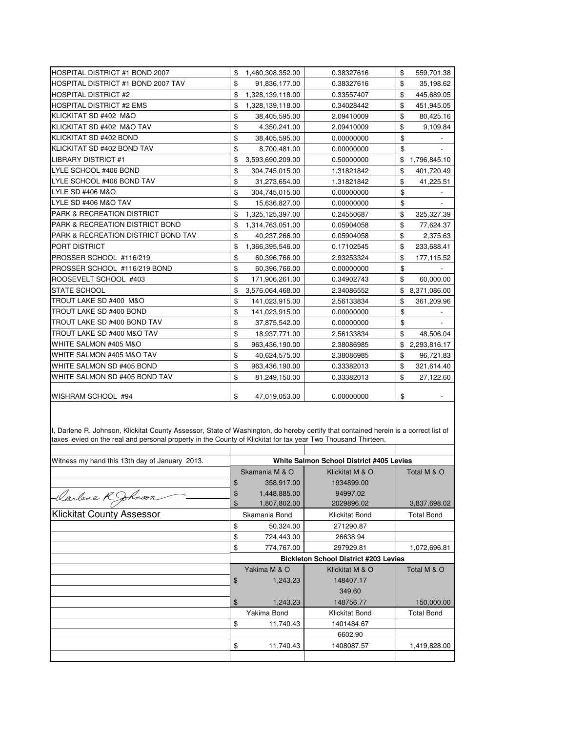| | | | |
|---|---|---|---|
| HOSPITAL DISTRICT #1 BOND 2007 | $ 1,460,308,352.00 | 0.38327616 | $ 559,701.38 |
| HOSPITAL DISTRICT #1 BOND 2007 TAV | $ 91,836,177.00 | 0.38327616 | $ 35,198.62 |
| HOSPITAL DISTRICT #2 | $ 1,328,139,118.00 | 0.33557407 | $ 445,689.05 |
| HOSPITAL DISTRICT #2 EMS | $ 1,328,139,118.00 | 0.34028442 | $ 451,945.05 |
| KLICKITAT SD #402 M&O | $ 38,405,595.00 | 2.09410009 | $ 80,425.16 |
| KLICKITAT SD #402 M&O TAV | $ 4,350,241.00 | 2.09410009 | $ 9,109.84 |
| KLICKITAT SD #402 BOND | $ 38,405,595.00 | 0.00000000 | $ - |
| KLICKITAT SD #402 BOND TAV | $ 8,700,481.00 | 0.00000000 | $ - |
| LIBRARY DISTRICT #1 | $ 3,593,690,209.00 | 0.50000000 | $ 1,796,845.10 |
| LYLE SCHOOL #406 BOND | $ 304,745,015.00 | 1.31821842 | $ 401,720.49 |
| LYLE SCHOOL #406 BOND TAV | $ 31,273,654.00 | 1.31821842 | $ 41,225.51 |
| LYLE SD #406 M&O | $ 304,745,015.00 | 0.00000000 | $ - |
| LYLE SD #406 M&O TAV | $ 15,636,827.00 | 0.00000000 | $ - |
| PARK & RECREATION DISTRICT | $ 1,325,125,397.00 | 0.24550687 | $ 325,327.39 |
| PARK & RECREATION DISTRICT BOND | $ 1,314,763,051.00 | 0.05904058 | $ 77,624.37 |
| PARK & RECREATION DISTRICT BOND TAV | $ 40,237,266.00 | 0.05904058 | $ 2,375.63 |
| PORT DISTRICT | $ 1,366,395,546.00 | 0.17102545 | $ 233,688.41 |
| PROSSER SCHOOL #116/219 | $ 60,396,766.00 | 2.93253324 | $ 177,115.52 |
| PROSSER SCHOOL #116/219 BOND | $ 60,396,766.00 | 0.00000000 | $ - |
| ROOSEVELT SCHOOL #403 | $ 171,906,261.00 | 0.34902743 | $ 60,000.00 |
| STATE SCHOOL | $ 3,576,064,468.00 | 2.34086552 | $ 8,371,086.00 |
| TROUT LAKE SD #400 M&O | $ 141,023,915.00 | 2.56133834 | $ 361,209.96 |
| TROUT LAKE SD #400 BOND | $ 141,023,915.00 | 0.00000000 | $ - |
| TROUT LAKE SD #400 BOND TAV | $ 37,875,542.00 | 0.00000000 | $ - |
| TROUT LAKE SD #400 M&O TAV | $ 18,937,771.00 | 2.56133834 | $ 48,506.04 |
| WHITE SALMON #405 M&O | $ 963,436,190.00 | 2.38086985 | $ 2,293,816.17 |
| WHITE SALMON #405 M&O TAV | $ 40,624,575.00 | 2.38086985 | $ 96,721.83 |
| WHITE SALMON SD #405 BOND | $ 963,436,190.00 | 0.33382013 | $ 321,614.40 |
| WHITE SALMON SD #405 BOND TAV | $ 81,249,150.00 | 0.33382013 | $ 27,122.60 |
| WISHRAM SCHOOL #94 | $ 47,019,053.00 | 0.00000000 | $ - |

I, Darlene R. Johnson, Klickitat County Assessor, State of Washington, do hereby certify that contained herein is a correct list of taxes levied on the real and personal property in the County of Klickitat for tax year Two Thousand Thirteen.

Witness my hand this 13th day of January 2013.

Darlene R Johnson

Klickitat County Assessor

| White Salmon School District #405 Levies | | |
|---|---|---|
| Skamania M & O | Klickitat M & O | Total M & O |
| $ 358,917.00 | 1934899.00 | |
| $ 1,448,885.00 | 94997.02 | |
| $ 1,807,802.00 | 2029896.02 | 3,837,698.02 |
| Skamania Bond | Klickitat Bond | Total Bond |
| $ 50,324.00 | 271290.87 | |
| $ 724,443.00 | 26638.94 | |
| $ 774,767.00 | 297929.81 | 1,072,696.81 |

| Bickleton School District #203 Levies | | |
|---|---|---|
| Yakima M & O | Klickitat M & O | Total M & O |
| $ 1,243.23 | 148407.17 | |
| | 349.60 | |
| $ 1,243.23 | 148756.77 | 150,000.00 |
| Yakima Bond | Klickitat Bond | Total Bond |
| $ 11,740.43 | 1401484.67 | |
| | 6602.90 | |
| $ 11,740.43 | 1408087.57 | 1,419,828.00 |